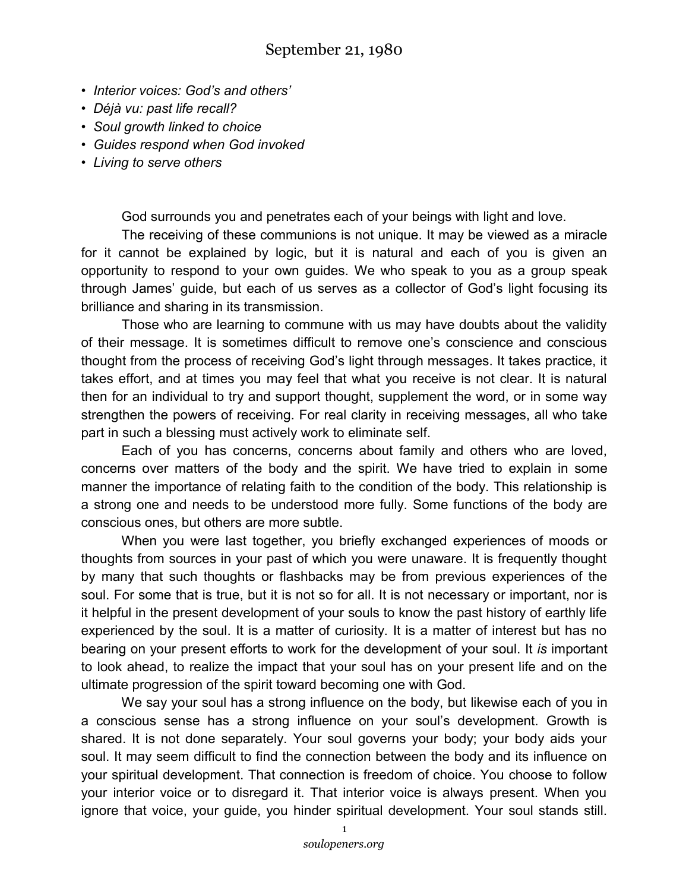# September 21, 1980

- *Interior voices: God's and others'*
- *Déjà vu: past life recall?*
- *Soul growth linked to choice*
- *Guides respond when God invoked*
- *Living to serve others*

God surrounds you and penetrates each of your beings with light and love.

The receiving of these communions is not unique. It may be viewed as a miracle for it cannot be explained by logic, but it is natural and each of you is given an opportunity to respond to your own guides. We who speak to you as a group speak through James' guide, but each of us serves as a collector of God's light focusing its brilliance and sharing in its transmission.

Those who are learning to commune with us may have doubts about the validity of their message. It is sometimes difficult to remove one's conscience and conscious thought from the process of receiving God's light through messages. It takes practice, it takes effort, and at times you may feel that what you receive is not clear. It is natural then for an individual to try and support thought, supplement the word, or in some way strengthen the powers of receiving. For real clarity in receiving messages, all who take part in such a blessing must actively work to eliminate self.

Each of you has concerns, concerns about family and others who are loved, concerns over matters of the body and the spirit. We have tried to explain in some manner the importance of relating faith to the condition of the body. This relationship is a strong one and needs to be understood more fully. Some functions of the body are conscious ones, but others are more subtle.

When you were last together, you briefly exchanged experiences of moods or thoughts from sources in your past of which you were unaware. It is frequently thought by many that such thoughts or flashbacks may be from previous experiences of the soul. For some that is true, but it is not so for all. It is not necessary or important, nor is it helpful in the present development of your souls to know the past history of earthly life experienced by the soul. It is a matter of curiosity. It is a matter of interest but has no bearing on your present efforts to work for the development of your soul. It *is* important to look ahead, to realize the impact that your soul has on your present life and on the ultimate progression of the spirit toward becoming one with God.

We say your soul has a strong influence on the body, but likewise each of you in a conscious sense has a strong influence on your soul's development. Growth is shared. It is not done separately. Your soul governs your body; your body aids your soul. It may seem difficult to find the connection between the body and its influence on your spiritual development. That connection is freedom of choice. You choose to follow your interior voice or to disregard it. That interior voice is always present. When you ignore that voice, your guide, you hinder spiritual development. Your soul stands still.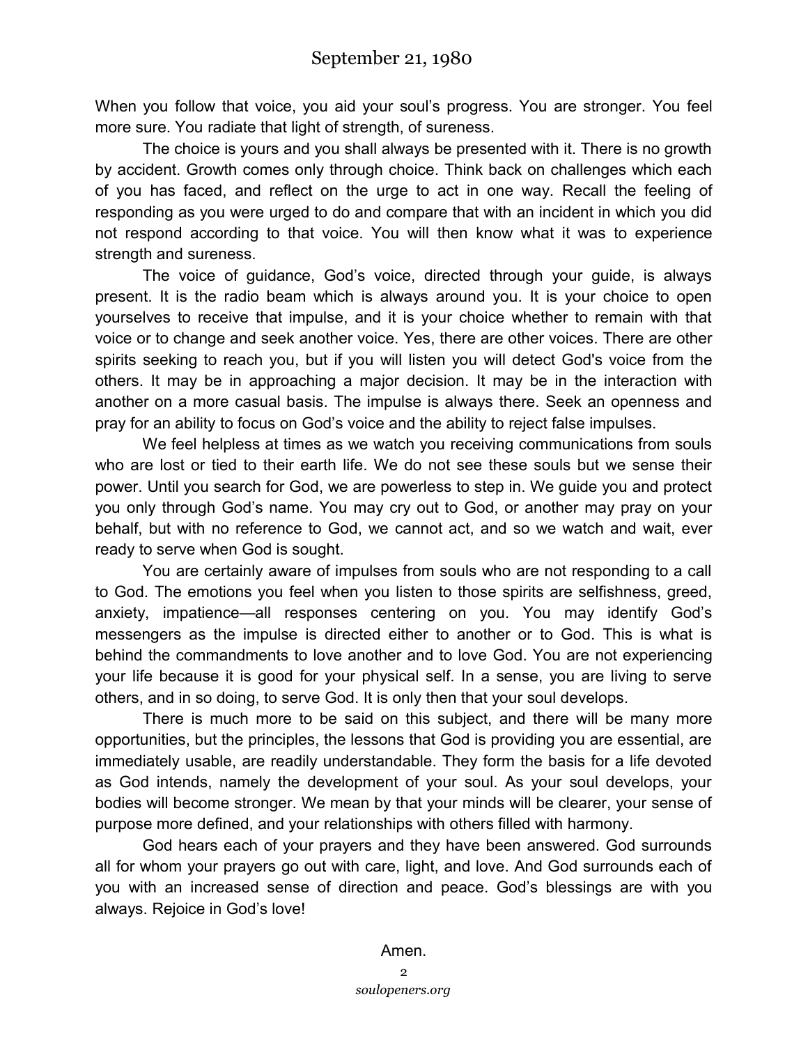When you follow that voice, you aid your soul's progress. You are stronger. You feel more sure. You radiate that light of strength, of sureness.

The choice is yours and you shall always be presented with it. There is no growth by accident. Growth comes only through choice. Think back on challenges which each of you has faced, and reflect on the urge to act in one way. Recall the feeling of responding as you were urged to do and compare that with an incident in which you did not respond according to that voice. You will then know what it was to experience strength and sureness.

The voice of guidance, God's voice, directed through your guide, is always present. It is the radio beam which is always around you. It is your choice to open yourselves to receive that impulse, and it is your choice whether to remain with that voice or to change and seek another voice. Yes, there are other voices. There are other spirits seeking to reach you, but if you will listen you will detect God's voice from the others. It may be in approaching a major decision. It may be in the interaction with another on a more casual basis. The impulse is always there. Seek an openness and pray for an ability to focus on God's voice and the ability to reject false impulses.

We feel helpless at times as we watch you receiving communications from souls who are lost or tied to their earth life. We do not see these souls but we sense their power. Until you search for God, we are powerless to step in. We guide you and protect you only through God's name. You may cry out to God, or another may pray on your behalf, but with no reference to God, we cannot act, and so we watch and wait, ever ready to serve when God is sought.

You are certainly aware of impulses from souls who are not responding to a call to God. The emotions you feel when you listen to those spirits are selfishness, greed, anxiety, impatience—all responses centering on you. You may identify God's messengers as the impulse is directed either to another or to God. This is what is behind the commandments to love another and to love God. You are not experiencing your life because it is good for your physical self. In a sense, you are living to serve others, and in so doing, to serve God. It is only then that your soul develops.

There is much more to be said on this subject, and there will be many more opportunities, but the principles, the lessons that God is providing you are essential, are immediately usable, are readily understandable. They form the basis for a life devoted as God intends, namely the development of your soul. As your soul develops, your bodies will become stronger. We mean by that your minds will be clearer, your sense of purpose more defined, and your relationships with others filled with harmony.

God hears each of your prayers and they have been answered. God surrounds all for whom your prayers go out with care, light, and love. And God surrounds each of you with an increased sense of direction and peace. God's blessings are with you always. Rejoice in God's love!

Amen.